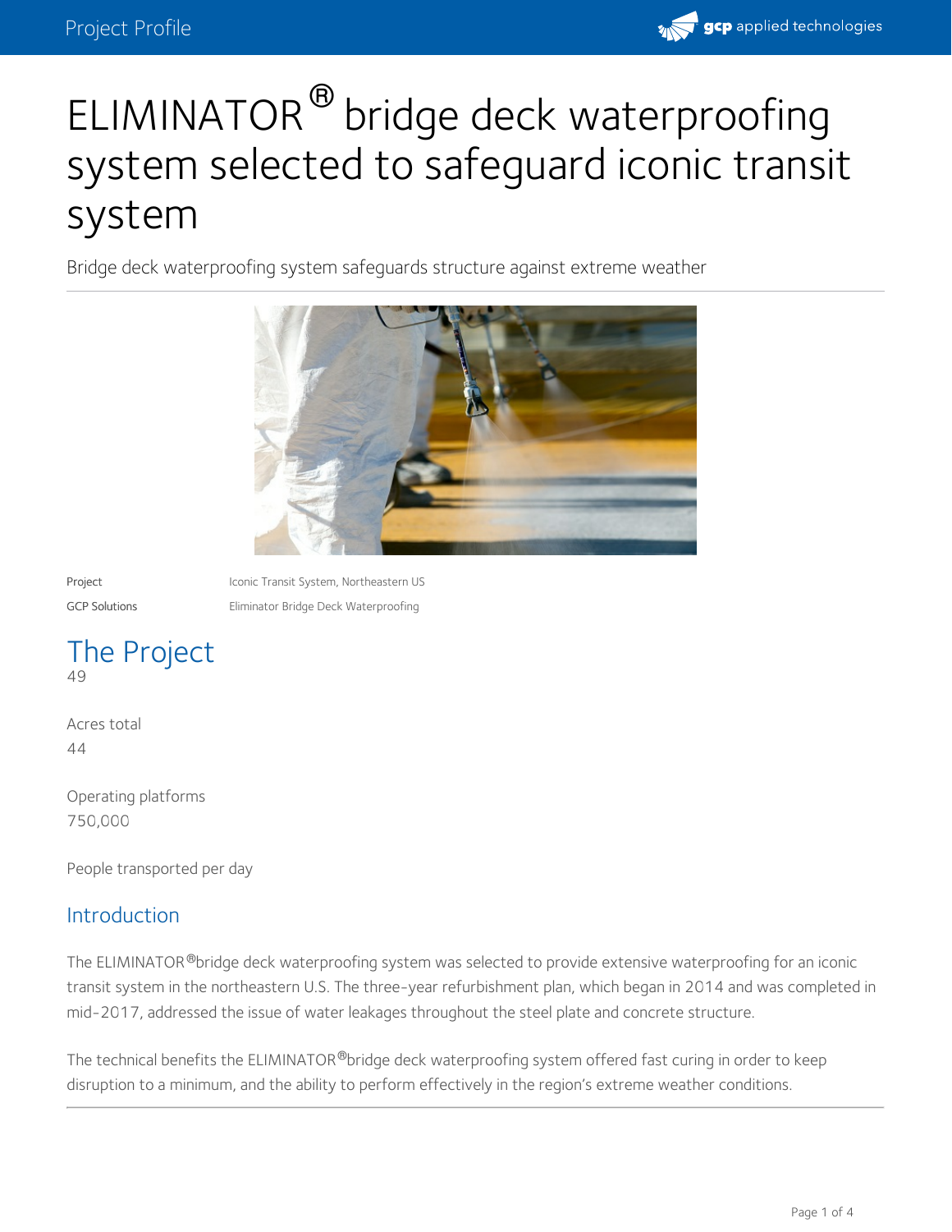# ELIMINATOR® bridge deck waterproofing system selected to safeguard iconic transit system

Bridge deck waterproofing system safeguards structure against extreme weather

| | |
|---|---|
| Project | Iconic Transit System, Northeastern US |
| GCP Solutions | Eliminator Bridge Deck Waterproofing |

## The Project

49

Acres total

44

Operating platforms

750,000

People transported per day

### Introduction

The ELIMINATOR®bridge deck waterproofing system was selected to provide extensive waterproofing for an iconic transit system in the northeastern U.S. The three-year refurbishment plan, which began in 2014 and was completed in mid-2017, addressed the issue of water leakages throughout the steel plate and concrete structure.

The technical benefits the ELIMINATOR®bridge deck waterproofing system offered fast curing in order to keep disruption to a minimum, and the ability to perform effectively in the region's extreme weather conditions.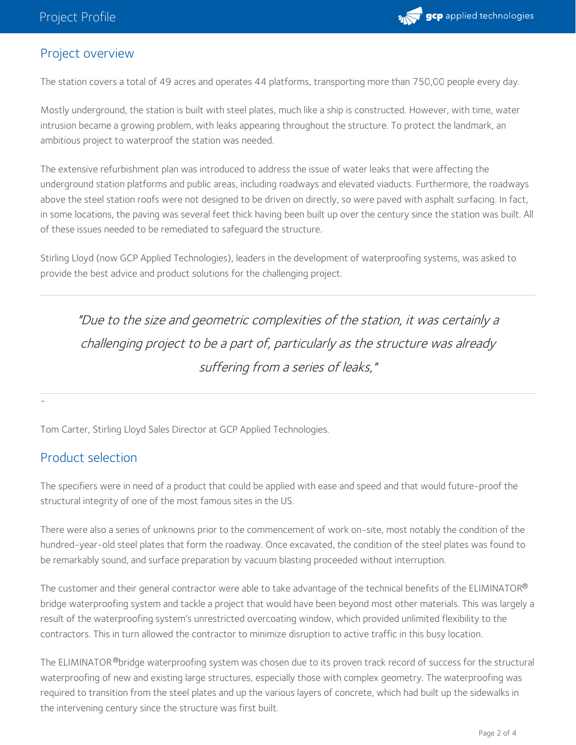## Project overview

The station covers a total of 49 acres and operates 44 platforms, transporting more than 750,00 people every day.

Mostly underground, the station is built with steel plates, much like a ship is constructed. However, with time, water intrusion became a growing problem, with leaks appearing throughout the structure. To protect the landmark, an ambitious project to waterproof the station was needed.

The extensive refurbishment plan was introduced to address the issue of water leaks that were affecting the underground station platforms and public areas, including roadways and elevated viaducts. Furthermore, the roadways above the steel station roofs were not designed to be driven on directly, so were paved with asphalt surfacing. In fact, in some locations, the paving was several feet thick having been built up over the century since the station was built. All of these issues needed to be remediated to safeguard the structure.

Stirling Lloyd (now GCP Applied Technologies), leaders in the development of waterproofing systems, was asked to provide the best advice and product solutions for the challenging project.

---

> *"Due to the size and geometric complexities of the station, it was certainly a challenging project to be a part of, particularly as the structure was already suffering from a series of leaks,"*

---

-

Tom Carter, Stirling Lloyd Sales Director at GCP Applied Technologies.

## Product selection

The specifiers were in need of a product that could be applied with ease and speed and that would future-proof the structural integrity of one of the most famous sites in the US.

There were also a series of unknowns prior to the commencement of work on-site, most notably the condition of the hundred-year-old steel plates that form the roadway. Once excavated, the condition of the steel plates was found to be remarkably sound, and surface preparation by vacuum blasting proceeded without interruption.

The customer and their general contractor were able to take advantage of the technical benefits of the ELIMINATOR® bridge waterproofing system and tackle a project that would have been beyond most other materials. This was largely a result of the waterproofing system's unrestricted overcoating window, which provided unlimited flexibility to the contractors. This in turn allowed the contractor to minimize disruption to active traffic in this busy location.

The ELIMINATOR® bridge waterproofing system was chosen due to its proven track record of success for the structural waterproofing of new and existing large structures, especially those with complex geometry. The waterproofing was required to transition from the steel plates and up the various layers of concrete, which had built up the sidewalks in the intervening century since the structure was first built.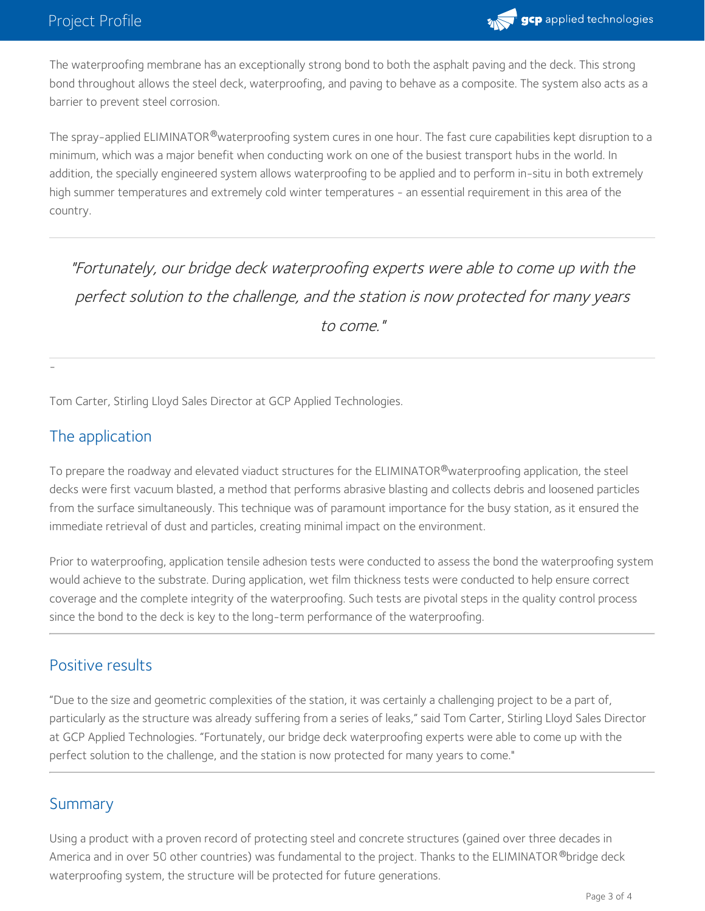The waterproofing membrane has an exceptionally strong bond to both the asphalt paving and the deck. This strong bond throughout allows the steel deck, waterproofing, and paving to behave as a composite. The system also acts as a barrier to prevent steel corrosion.

The spray-applied ELIMINATOR® waterproofing system cures in one hour. The fast cure capabilities kept disruption to a minimum, which was a major benefit when conducting work on one of the busiest transport hubs in the world. In addition, the specially engineered system allows waterproofing to be applied and to perform in-situ in both extremely high summer temperatures and extremely cold winter temperatures - an essential requirement in this area of the country.

---

> *"Fortunately, our bridge deck waterproofing experts were able to come up with the perfect solution to the challenge, and the station is now protected for many years to come."*

---

-

Tom Carter, Stirling Lloyd Sales Director at GCP Applied Technologies.

## The application

To prepare the roadway and elevated viaduct structures for the ELIMINATOR® waterproofing application, the steel decks were first vacuum blasted, a method that performs abrasive blasting and collects debris and loosened particles from the surface simultaneously. This technique was of paramount importance for the busy station, as it ensured the immediate retrieval of dust and particles, creating minimal impact on the environment.

Prior to waterproofing, application tensile adhesion tests were conducted to assess the bond the waterproofing system would achieve to the substrate. During application, wet film thickness tests were conducted to help ensure correct coverage and the complete integrity of the waterproofing. Such tests are pivotal steps in the quality control process since the bond to the deck is key to the long-term performance of the waterproofing.

---

## Positive results

"Due to the size and geometric complexities of the station, it was certainly a challenging project to be a part of, particularly as the structure was already suffering from a series of leaks," said Tom Carter, Stirling Lloyd Sales Director at GCP Applied Technologies. "Fortunately, our bridge deck waterproofing experts were able to come up with the perfect solution to the challenge, and the station is now protected for many years to come."

---

## Summary

Using a product with a proven record of protecting steel and concrete structures (gained over three decades in America and in over 50 other countries) was fundamental to the project. Thanks to the ELIMINATOR® bridge deck waterproofing system, the structure will be protected for future generations.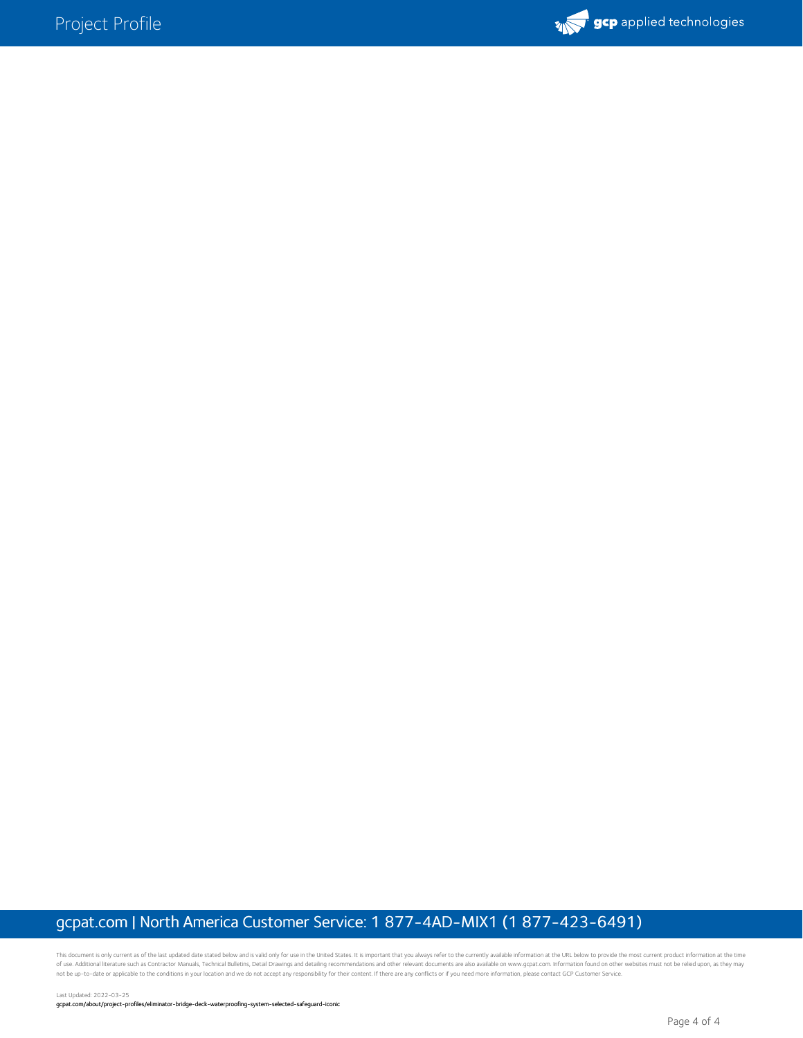gcpat.com | North America Customer Service: 1 877-4AD-MIX1 (1 877-423-6491)

This document is only current as of the last updated date stated below and is valid only for use in the United States. It is important that you always refer to the currently available information at the URL below to provide the most current product information at the time of use. Additional literature such as Contractor Manuals, Technical Bulletins, Detail Drawings and detailing recommendations and other relevant documents are also available on www.gcpat.com. Information found on other websites must not be relied upon, as they may not be up-to-date or applicable to the conditions in your location and we do not accept any responsibility for their content. If there are any conflicts or if you need more information, please contact GCP Customer Service.

Last Updated: 2022-03-25
gcpat.com/about/project-profiles/eliminator-bridge-deck-waterproofing-system-selected-safeguard-iconic